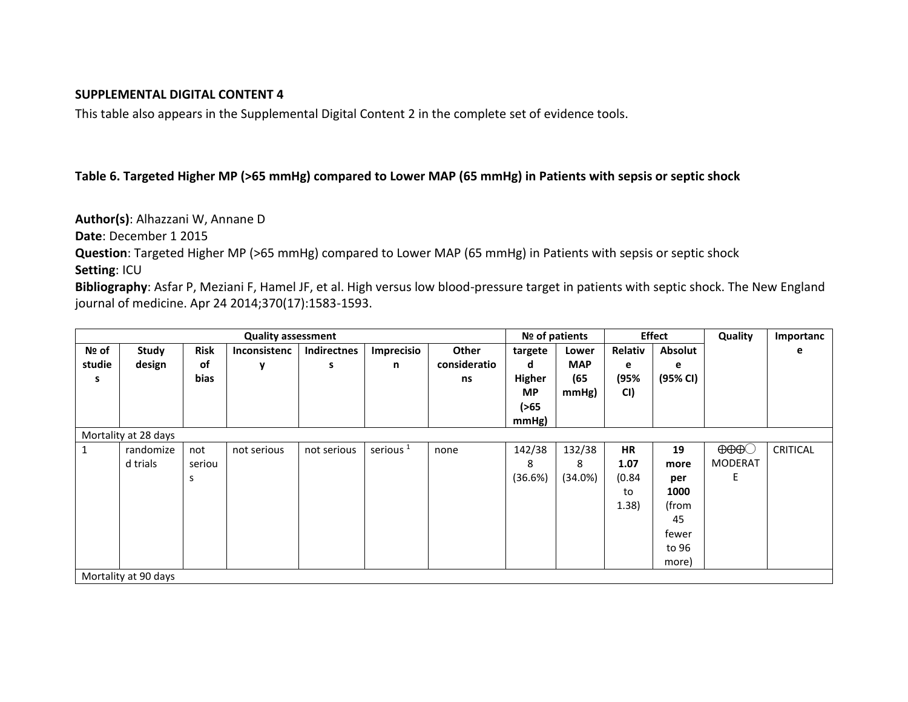**SUPPLEMENTAL DIGITAL CONTENT 4**

This table also appears in the Supplemental Digital Content 2 in the complete set of evidence tools.

**Table 6. Targeted Higher MP (>65 mmHg) compared to Lower MAP (65 mmHg) in Patients with sepsis or septic shock**

**Author(s)**: Alhazzani W, Annane D
**Date**: December 1 2015
**Question**: Targeted Higher MP (>65 mmHg) compared to Lower MAP (65 mmHg) in Patients with sepsis or septic shock
**Setting**: ICU
**Bibliography**: Asfar P, Meziani F, Hamel JF, et al. High versus low blood-pressure target in patients with septic shock. The New England journal of medicine. Apr 24 2014;370(17):1583-1593.

| Quality assessment | | | | | | | № of patients | | Effect | | Quality | Importance |
|---|---|---|---|---|---|---|---|---|---|---|---|---|
| № of studies | Study design | Risk of bias | Inconsistency | Indirectness | Imprecision | Other considerations | targeted Higher MP (>65 mmHg) | Lower MAP (65 mmHg) | Relative (95% CI) | Absolute (95% CI) | | |
| Mortality at 28 days | | | | | | | | | | | | |
| 1 | randomized trials | not serious | not serious | not serious | serious [1] | none | 142/388 (36.6%) | 132/388 (34.0%) | **HR 1.07** (0.84 to 1.38) | **19 more per 1000** (from 45 fewer to 96 more) | ⊕⊕⊕◯ MODERATE | CRITICAL |
| Mortality at 90 days | | | | | | | | | | | | |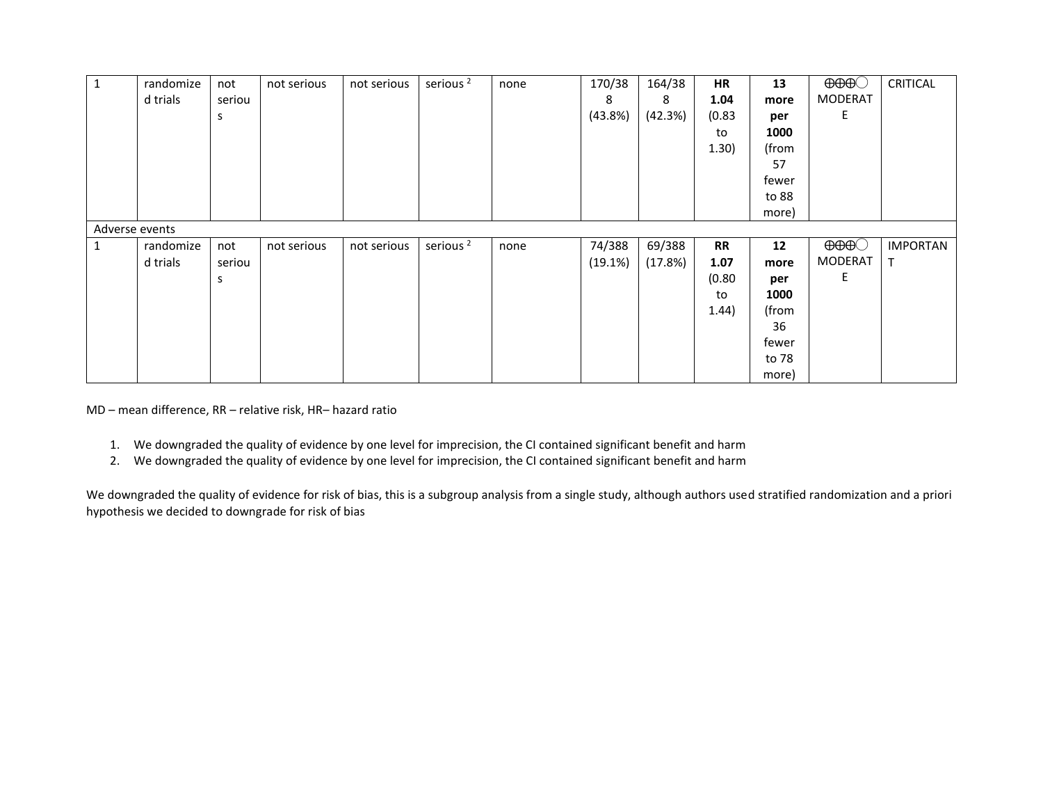| | | | | | | | | | | | | |
|---|---|---|---|---|---|---|---|---|---|---|---|---|
| 1 | randomized trials | not serious | not serious | not serious | serious [2] | none | 170/388 (43.8%) | 164/388 (42.3%) | **HR 1.04** (0.83 to 1.30) | **13 more per 1000** (from 57 fewer to 88 more) | ⨁⨁⨁◯ MODERATE | CRITICAL |
| Adverse events | | | | | | | | | | | | |
| 1 | randomized trials | not serious | not serious | not serious | serious [2] | none | 74/388 (19.1%) | 69/388 (17.8%) | **RR 1.07** (0.80 to 1.44) | **12 more per 1000** (from 36 fewer to 78 more) | ⨁⨁⨁◯ MODERATE | IMPORTANT |

MD – mean difference, RR – relative risk, HR– hazard ratio

1. We downgraded the quality of evidence by one level for imprecision, the CI contained significant benefit and harm
2. We downgraded the quality of evidence by one level for imprecision, the CI contained significant benefit and harm

We downgraded the quality of evidence for risk of bias, this is a subgroup analysis from a single study, although authors used stratified randomization and a priori hypothesis we decided to downgrade for risk of bias